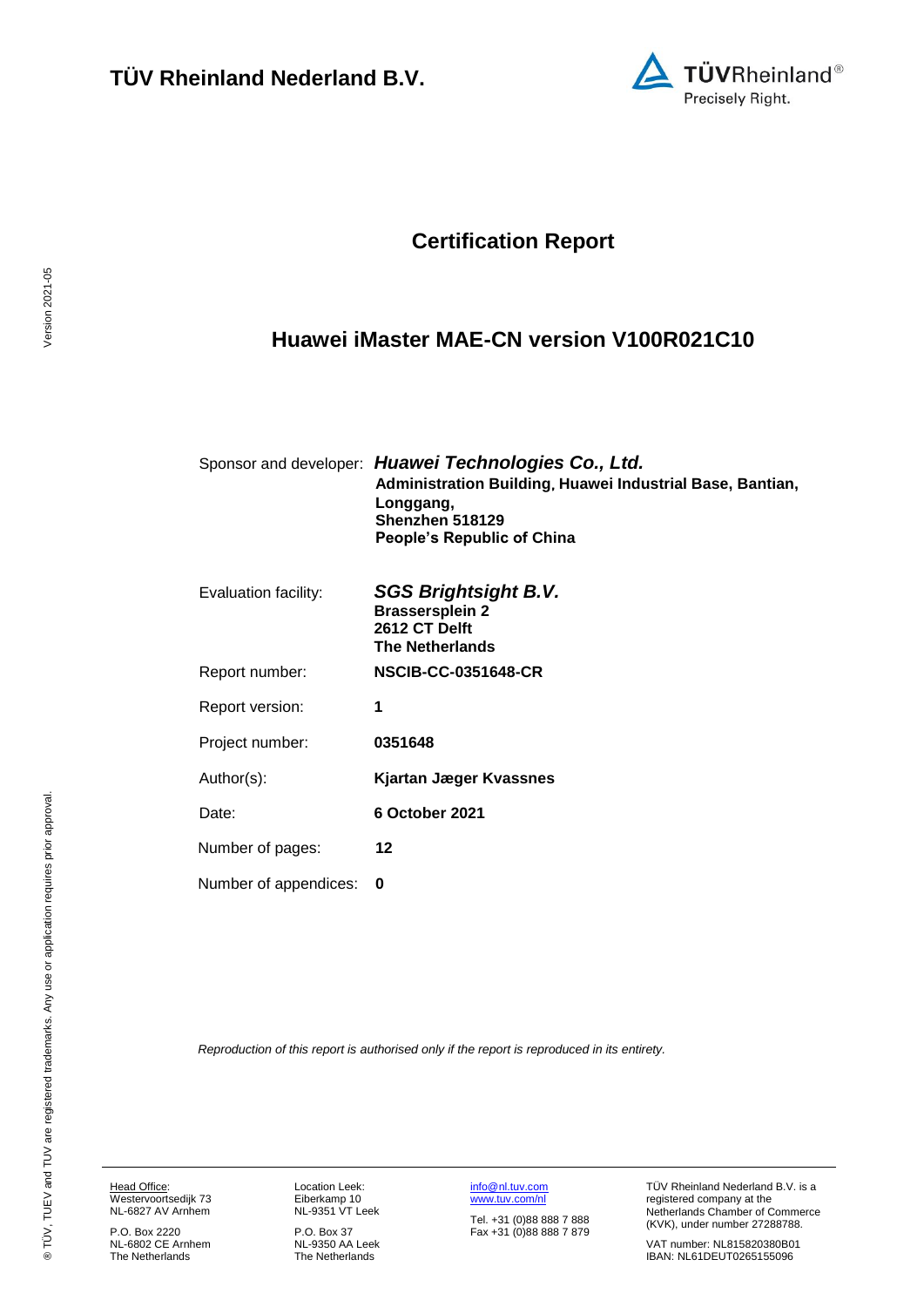**TÜV Rheinland Nederland B.V.**

# Certification Report

## Huawei iMaster MAE-CN version V100R021C10

| | |
|---|---|
| Sponsor and developer: | ***Huawei Technologies Co., Ltd.*** **Administration Building, Huawei Industrial Base, Bantian, Longgang, Shenzhen 518129 People's Republic of China** |
| Evaluation facility: | ***SGS Brightsight B.V.*** **Brassersplein 2 2612 CT Delft The Netherlands** |
| Report number: | **NSCIB-CC-0351648-CR** |
| Report version: | **1** |
| Project number: | **0351648** |
| Author(s): | **Kjartan Jæger Kvassnes** |
| Date: | **6 October 2021** |
| Number of pages: | **12** |
| Number of appendices: | **0** |

*Reproduction of this report is authorised only if the report is reproduced in its entirety.*

Head Office:
Westervoortsedijk 73
NL-6827 AV Arnhem

P.O. Box 2220
NL-6802 CE Arnhem
The Netherlands

Location Leek:
Eiberkamp 10
NL-9351 VT Leek

P.O. Box 37
NL-9350 AA Leek
The Netherlands

info@nl.tuv.com
www.tuv.com/nl

Tel. +31 (0)88 888 7 888
Fax +31 (0)88 888 7 879

TÜV Rheinland Nederland B.V. is a registered company at the Netherlands Chamber of Commerce (KVK), under number 27288788.

VAT number: NL815820380B01
IBAN: NL61DEUT0265155096

® TÜV, TUEV and TUV are registered trademarks. Any use or application requires prior approval.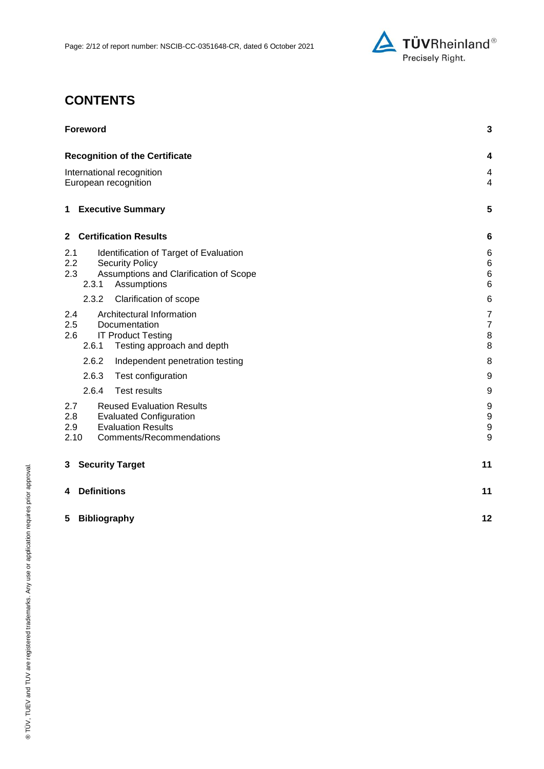# CONTENTS

| | |
|---|---|
| **Foreword** | **3** |
| **Recognition of the Certificate** | **4** |
| International recognition | 4 |
| European recognition | 4 |
| **1 Executive Summary** | **5** |
| **2 Certification Results** | **6** |
| 2.1 Identification of Target of Evaluation | 6 |
| 2.2 Security Policy | 6 |
| 2.3 Assumptions and Clarification of Scope | 6 |
| 2.3.1 Assumptions | 6 |
| 2.3.2 Clarification of scope | 6 |
| 2.4 Architectural Information | 7 |
| 2.5 Documentation | 7 |
| 2.6 IT Product Testing | 8 |
| 2.6.1 Testing approach and depth | 8 |
| 2.6.2 Independent penetration testing | 8 |
| 2.6.3 Test configuration | 9 |
| 2.6.4 Test results | 9 |
| 2.7 Reused Evaluation Results | 9 |
| 2.8 Evaluated Configuration | 9 |
| 2.9 Evaluation Results | 9 |
| 2.10 Comments/Recommendations | 9 |
| **3 Security Target** | **11** |
| **4 Definitions** | **11** |
| **5 Bibliography** | **12** |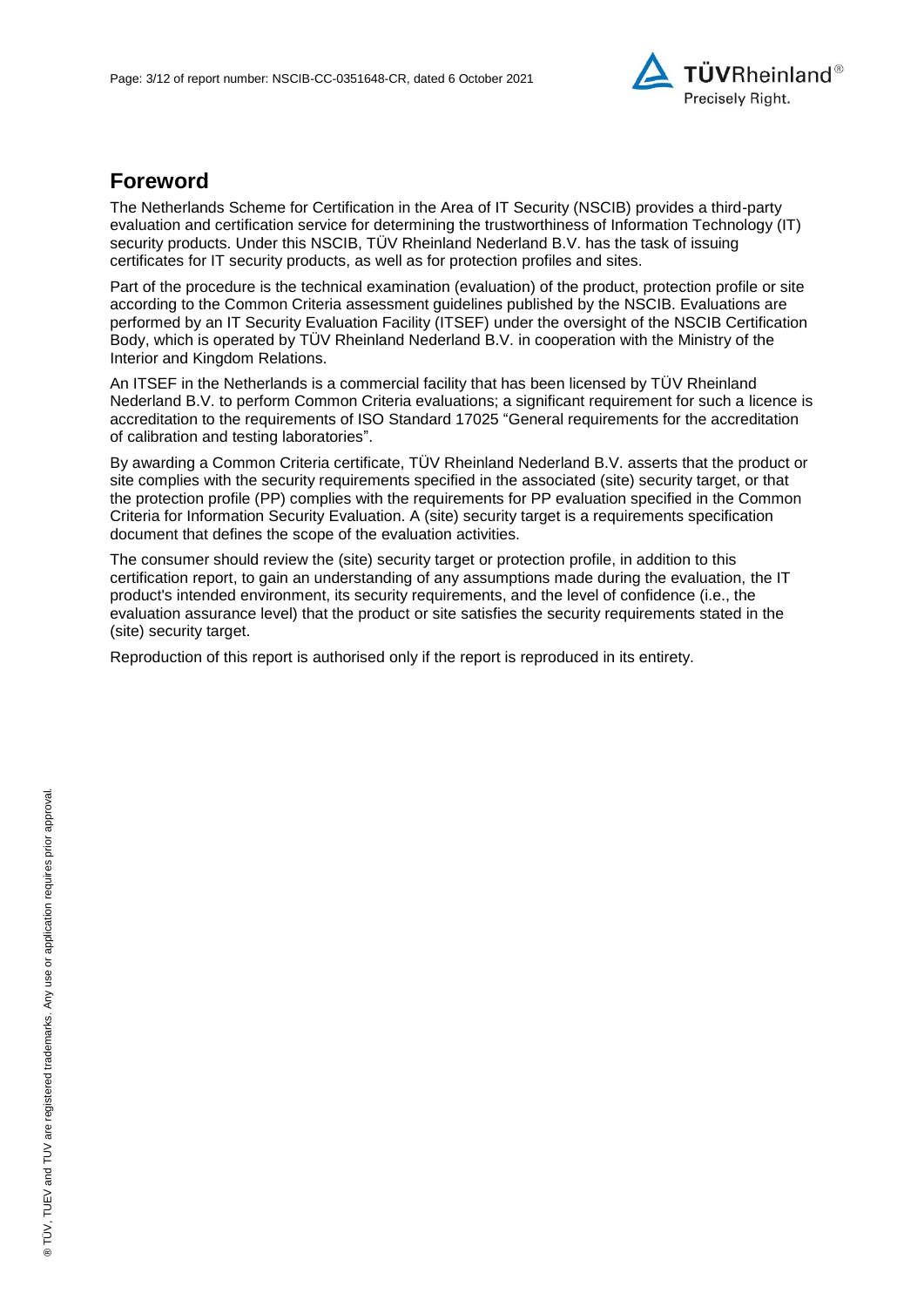## Foreword

The Netherlands Scheme for Certification in the Area of IT Security (NSCIB) provides a third-party evaluation and certification service for determining the trustworthiness of Information Technology (IT) security products. Under this NSCIB, TÜV Rheinland Nederland B.V. has the task of issuing certificates for IT security products, as well as for protection profiles and sites.

Part of the procedure is the technical examination (evaluation) of the product, protection profile or site according to the Common Criteria assessment guidelines published by the NSCIB. Evaluations are performed by an IT Security Evaluation Facility (ITSEF) under the oversight of the NSCIB Certification Body, which is operated by TÜV Rheinland Nederland B.V. in cooperation with the Ministry of the Interior and Kingdom Relations.

An ITSEF in the Netherlands is a commercial facility that has been licensed by TÜV Rheinland Nederland B.V. to perform Common Criteria evaluations; a significant requirement for such a licence is accreditation to the requirements of ISO Standard 17025 "General requirements for the accreditation of calibration and testing laboratories".

By awarding a Common Criteria certificate, TÜV Rheinland Nederland B.V. asserts that the product or site complies with the security requirements specified in the associated (site) security target, or that the protection profile (PP) complies with the requirements for PP evaluation specified in the Common Criteria for Information Security Evaluation. A (site) security target is a requirements specification document that defines the scope of the evaluation activities.

The consumer should review the (site) security target or protection profile, in addition to this certification report, to gain an understanding of any assumptions made during the evaluation, the IT product's intended environment, its security requirements, and the level of confidence (i.e., the evaluation assurance level) that the product or site satisfies the security requirements stated in the (site) security target.

Reproduction of this report is authorised only if the report is reproduced in its entirety.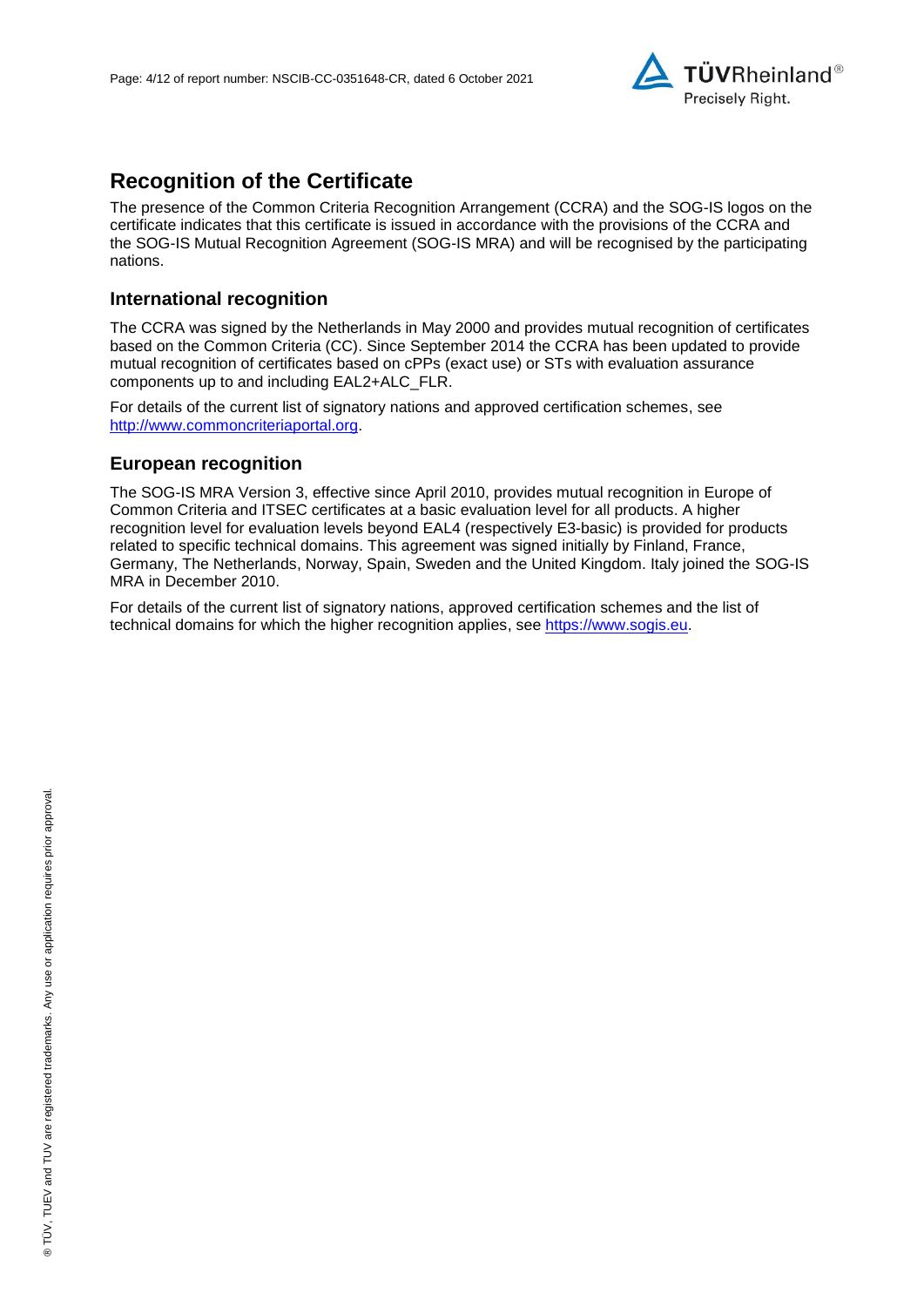## Recognition of the Certificate

The presence of the Common Criteria Recognition Arrangement (CCRA) and the SOG-IS logos on the certificate indicates that this certificate is issued in accordance with the provisions of the CCRA and the SOG-IS Mutual Recognition Agreement (SOG-IS MRA) and will be recognised by the participating nations.

### International recognition

The CCRA was signed by the Netherlands in May 2000 and provides mutual recognition of certificates based on the Common Criteria (CC). Since September 2014 the CCRA has been updated to provide mutual recognition of certificates based on cPPs (exact use) or STs with evaluation assurance components up to and including EAL2+ALC_FLR.

For details of the current list of signatory nations and approved certification schemes, see [http://www.commoncriteriaportal.org](http://www.commoncriteriaportal.org).

### European recognition

The SOG-IS MRA Version 3, effective since April 2010, provides mutual recognition in Europe of Common Criteria and ITSEC certificates at a basic evaluation level for all products. A higher recognition level for evaluation levels beyond EAL4 (respectively E3-basic) is provided for products related to specific technical domains. This agreement was signed initially by Finland, France, Germany, The Netherlands, Norway, Spain, Sweden and the United Kingdom. Italy joined the SOG-IS MRA in December 2010.

For details of the current list of signatory nations, approved certification schemes and the list of technical domains for which the higher recognition applies, see [https://www.sogis.eu](https://www.sogis.eu).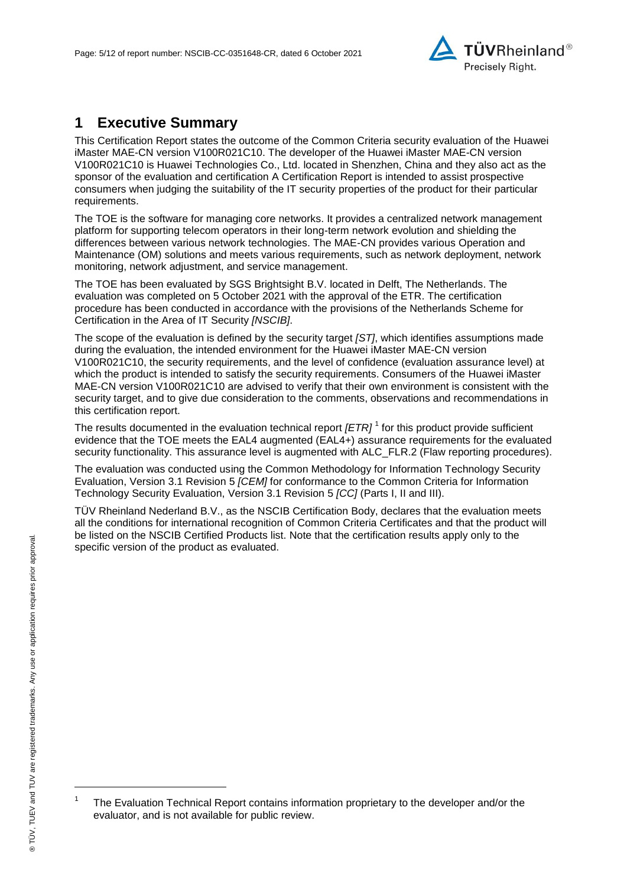# 1 Executive Summary

This Certification Report states the outcome of the Common Criteria security evaluation of the Huawei iMaster MAE-CN version V100R021C10. The developer of the Huawei iMaster MAE-CN version V100R021C10 is Huawei Technologies Co., Ltd. located in Shenzhen, China and they also act as the sponsor of the evaluation and certification A Certification Report is intended to assist prospective consumers when judging the suitability of the IT security properties of the product for their particular requirements.

The TOE is the software for managing core networks. It provides a centralized network management platform for supporting telecom operators in their long-term network evolution and shielding the differences between various network technologies. The MAE-CN provides various Operation and Maintenance (OM) solutions and meets various requirements, such as network deployment, network monitoring, network adjustment, and service management.

The TOE has been evaluated by SGS Brightsight B.V. located in Delft, The Netherlands. The evaluation was completed on 5 October 2021 with the approval of the ETR. The certification procedure has been conducted in accordance with the provisions of the Netherlands Scheme for Certification in the Area of IT Security *[NSCIB]*.

The scope of the evaluation is defined by the security target *[ST]*, which identifies assumptions made during the evaluation, the intended environment for the Huawei iMaster MAE-CN version V100R021C10, the security requirements, and the level of confidence (evaluation assurance level) at which the product is intended to satisfy the security requirements. Consumers of the Huawei iMaster MAE-CN version V100R021C10 are advised to verify that their own environment is consistent with the security target, and to give due consideration to the comments, observations and recommendations in this certification report.

The results documented in the evaluation technical report *[ETR]* [1] for this product provide sufficient evidence that the TOE meets the EAL4 augmented (EAL4+) assurance requirements for the evaluated security functionality. This assurance level is augmented with ALC_FLR.2 (Flaw reporting procedures).

The evaluation was conducted using the Common Methodology for Information Technology Security Evaluation, Version 3.1 Revision 5 *[CEM]* for conformance to the Common Criteria for Information Technology Security Evaluation, Version 3.1 Revision 5 *[CC]* (Parts I, II and III).

TÜV Rheinland Nederland B.V., as the NSCIB Certification Body, declares that the evaluation meets all the conditions for international recognition of Common Criteria Certificates and that the product will be listed on the NSCIB Certified Products list. Note that the certification results apply only to the specific version of the product as evaluated.

[1] The Evaluation Technical Report contains information proprietary to the developer and/or the evaluator, and is not available for public review.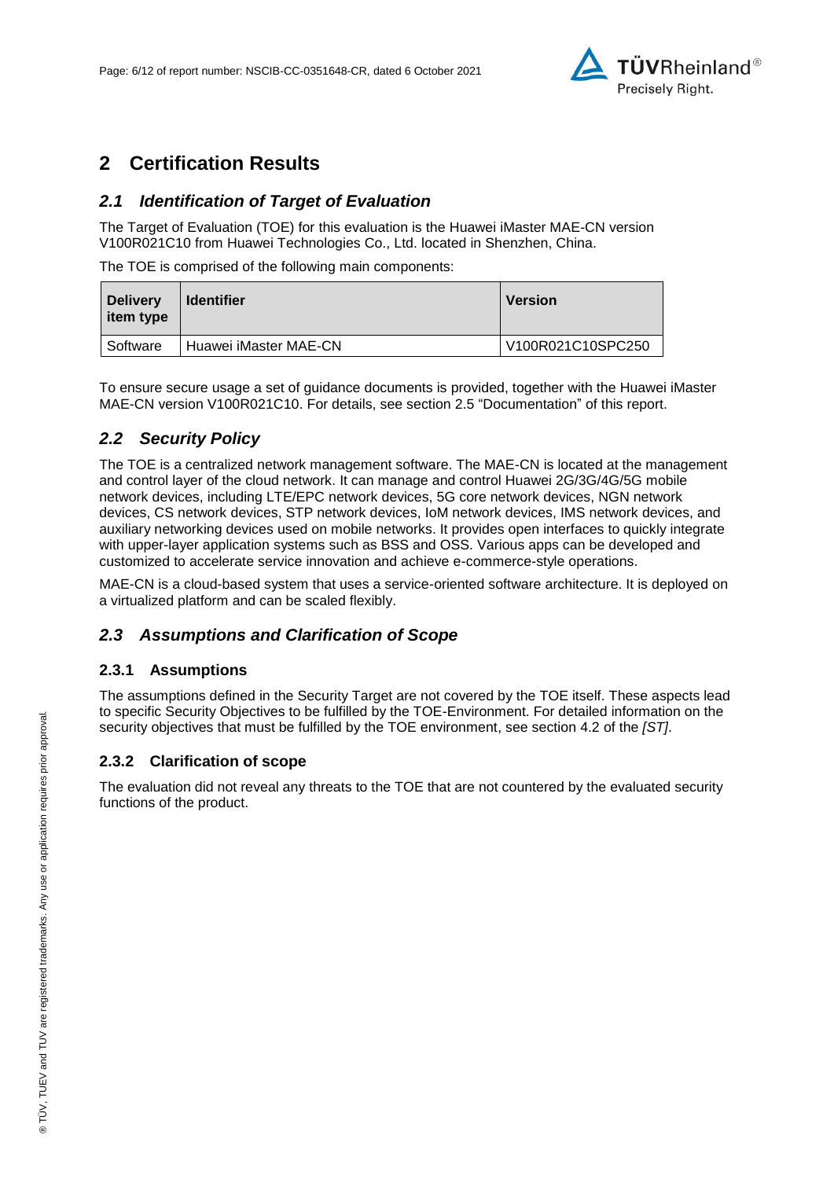# 2 Certification Results

## *2.1 Identification of Target of Evaluation*

The Target of Evaluation (TOE) for this evaluation is the Huawei iMaster MAE-CN version V100R021C10 from Huawei Technologies Co., Ltd. located in Shenzhen, China.

The TOE is comprised of the following main components:

| Delivery item type | Identifier | Version |
|---|---|---|
| Software | Huawei iMaster MAE-CN | V100R021C10SPC250 |

To ensure secure usage a set of guidance documents is provided, together with the Huawei iMaster MAE-CN version V100R021C10. For details, see section 2.5 "Documentation" of this report.

## *2.2 Security Policy*

The TOE is a centralized network management software. The MAE-CN is located at the management and control layer of the cloud network. It can manage and control Huawei 2G/3G/4G/5G mobile network devices, including LTE/EPC network devices, 5G core network devices, NGN network devices, CS network devices, STP network devices, IoM network devices, IMS network devices, and auxiliary networking devices used on mobile networks. It provides open interfaces to quickly integrate with upper-layer application systems such as BSS and OSS. Various apps can be developed and customized to accelerate service innovation and achieve e-commerce-style operations.

MAE-CN is a cloud-based system that uses a service-oriented software architecture. It is deployed on a virtualized platform and can be scaled flexibly.

## *2.3 Assumptions and Clarification of Scope*

### 2.3.1 Assumptions

The assumptions defined in the Security Target are not covered by the TOE itself. These aspects lead to specific Security Objectives to be fulfilled by the TOE-Environment. For detailed information on the security objectives that must be fulfilled by the TOE environment, see section 4.2 of the *[ST]*.

### 2.3.2 Clarification of scope

The evaluation did not reveal any threats to the TOE that are not countered by the evaluated security functions of the product.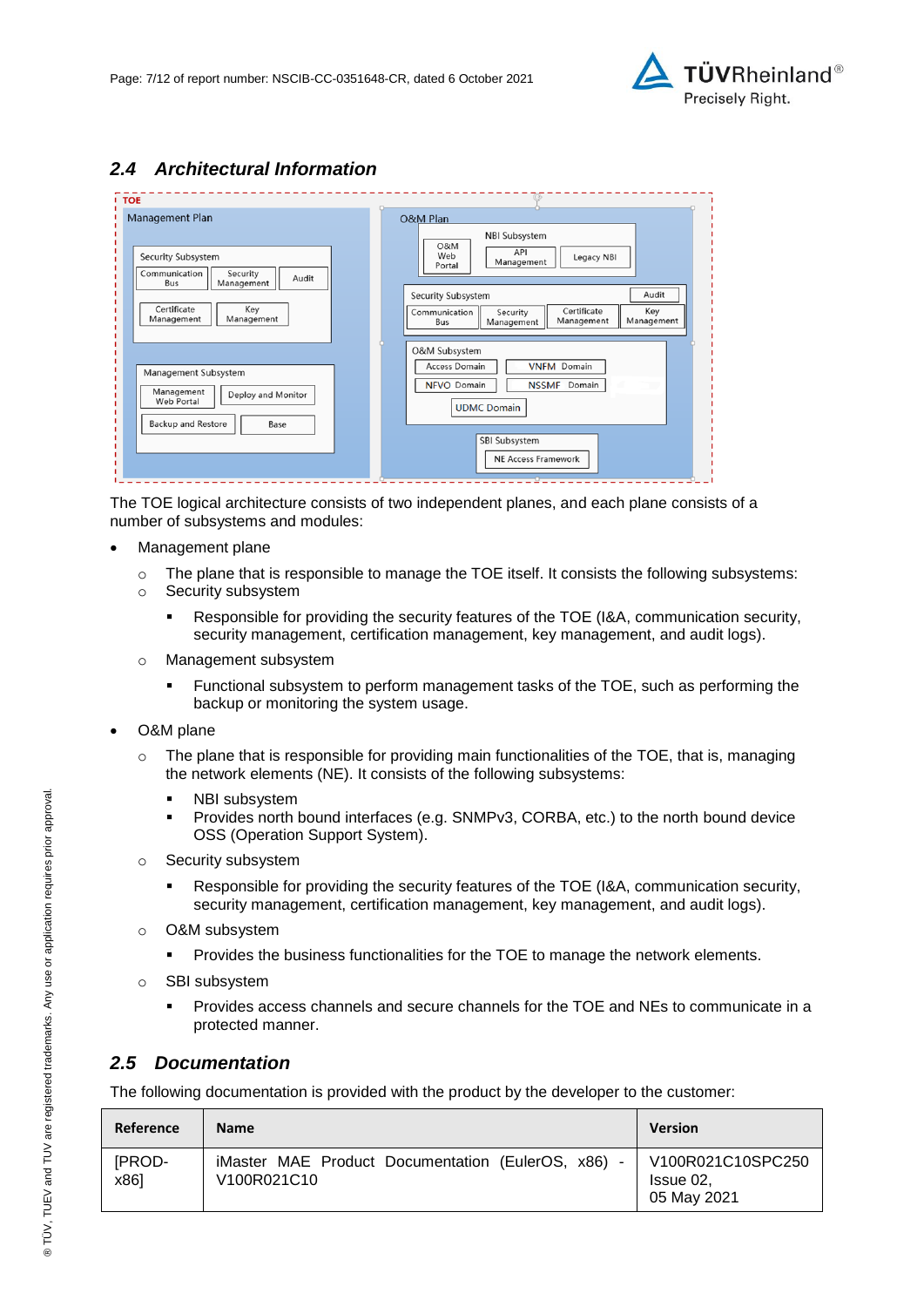## 2.4 Architectural Information

The TOE logical architecture consists of two independent planes, and each plane consists of a number of subsystems and modules:

- Management plane
  - The plane that is responsible to manage the TOE itself. It consists the following subsystems:
  - Security subsystem
    - Responsible for providing the security features of the TOE (I&A, communication security, security management, certification management, key management, and audit logs).
  - Management subsystem
    - Functional subsystem to perform management tasks of the TOE, such as performing the backup or monitoring the system usage.
- O&M plane
  - The plane that is responsible for providing main functionalities of the TOE, that is, managing the network elements (NE). It consists of the following subsystems:
    - NBI subsystem
    - Provides north bound interfaces (e.g. SNMPv3, CORBA, etc.) to the north bound device OSS (Operation Support System).
  - Security subsystem
    - Responsible for providing the security features of the TOE (I&A, communication security, security management, certification management, key management, and audit logs).
  - O&M subsystem
    - Provides the business functionalities for the TOE to manage the network elements.
  - SBI subsystem
    - Provides access channels and secure channels for the TOE and NEs to communicate in a protected manner.

## 2.5 Documentation

The following documentation is provided with the product by the developer to the customer:

| Reference | Name | Version |
|---|---|---|
| [PROD-x86] | iMaster MAE Product Documentation (EulerOS, x86) - V100R021C10 | V100R021C10SPC250 Issue 02, 05 May 2021 |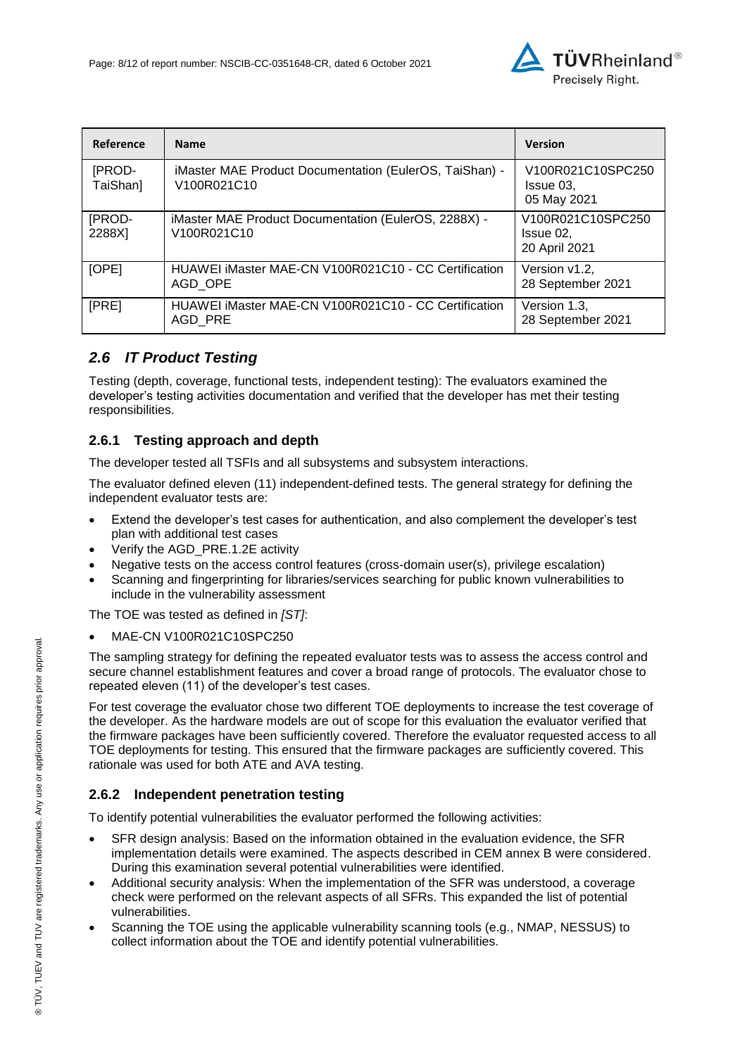| Reference | Name | Version |
|---|---|---|
| [PROD-TaiShan] | iMaster MAE Product Documentation (EulerOS, TaiShan) - V100R021C10 | V100R021C10SPC250 Issue 03, 05 May 2021 |
| [PROD-2288X] | iMaster MAE Product Documentation (EulerOS, 2288X) - V100R021C10 | V100R021C10SPC250 Issue 02, 20 April 2021 |
| [OPE] | HUAWEI iMaster MAE-CN V100R021C10 - CC Certification AGD_OPE | Version v1.2, 28 September 2021 |
| [PRE] | HUAWEI iMaster MAE-CN V100R021C10 - CC Certification AGD_PRE | Version 1.3, 28 September 2021 |

## *2.6 IT Product Testing*

Testing (depth, coverage, functional tests, independent testing): The evaluators examined the developer's testing activities documentation and verified that the developer has met their testing responsibilities.

### 2.6.1 Testing approach and depth

The developer tested all TSFIs and all subsystems and subsystem interactions.

The evaluator defined eleven (11) independent-defined tests. The general strategy for defining the independent evaluator tests are:

- Extend the developer's test cases for authentication, and also complement the developer's test plan with additional test cases
- Verify the AGD_PRE.1.2E activity
- Negative tests on the access control features (cross-domain user(s), privilege escalation)
- Scanning and fingerprinting for libraries/services searching for public known vulnerabilities to include in the vulnerability assessment

The TOE was tested as defined in *[ST]*:

- MAE-CN V100R021C10SPC250

The sampling strategy for defining the repeated evaluator tests was to assess the access control and secure channel establishment features and cover a broad range of protocols. The evaluator chose to repeated eleven (11) of the developer's test cases.

For test coverage the evaluator chose two different TOE deployments to increase the test coverage of the developer. As the hardware models are out of scope for this evaluation the evaluator verified that the firmware packages have been sufficiently covered. Therefore the evaluator requested access to all TOE deployments for testing. This ensured that the firmware packages are sufficiently covered. This rationale was used for both ATE and AVA testing.

### 2.6.2 Independent penetration testing

To identify potential vulnerabilities the evaluator performed the following activities:

- SFR design analysis: Based on the information obtained in the evaluation evidence, the SFR implementation details were examined. The aspects described in CEM annex B were considered. During this examination several potential vulnerabilities were identified.
- Additional security analysis: When the implementation of the SFR was understood, a coverage check were performed on the relevant aspects of all SFRs. This expanded the list of potential vulnerabilities.
- Scanning the TOE using the applicable vulnerability scanning tools (e.g., NMAP, NESSUS) to collect information about the TOE and identify potential vulnerabilities.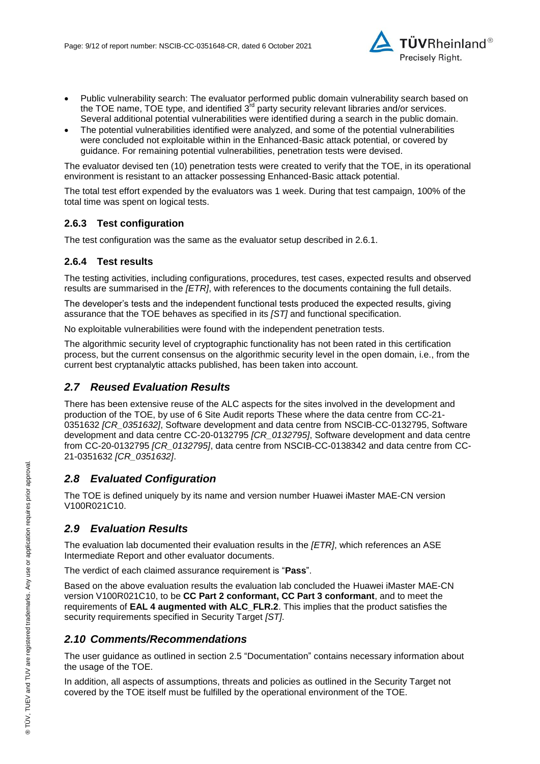- Public vulnerability search: The evaluator performed public domain vulnerability search based on the TOE name, TOE type, and identified 3rd party security relevant libraries and/or services. Several additional potential vulnerabilities were identified during a search in the public domain.
- The potential vulnerabilities identified were analyzed, and some of the potential vulnerabilities were concluded not exploitable within in the Enhanced-Basic attack potential, or covered by guidance. For remaining potential vulnerabilities, penetration tests were devised.

The evaluator devised ten (10) penetration tests were created to verify that the TOE, in its operational environment is resistant to an attacker possessing Enhanced-Basic attack potential.

The total test effort expended by the evaluators was 1 week. During that test campaign, 100% of the total time was spent on logical tests.

### 2.6.3 Test configuration

The test configuration was the same as the evaluator setup described in 2.6.1.

### 2.6.4 Test results

The testing activities, including configurations, procedures, test cases, expected results and observed results are summarised in the *[ETR]*, with references to the documents containing the full details.

The developer's tests and the independent functional tests produced the expected results, giving assurance that the TOE behaves as specified in its *[ST]* and functional specification.

No exploitable vulnerabilities were found with the independent penetration tests.

The algorithmic security level of cryptographic functionality has not been rated in this certification process, but the current consensus on the algorithmic security level in the open domain, i.e., from the current best cryptanalytic attacks published, has been taken into account.

## *2.7 Reused Evaluation Results*

There has been extensive reuse of the ALC aspects for the sites involved in the development and production of the TOE, by use of 6 Site Audit reports These where the data centre from CC-21-0351632 *[CR_0351632]*, Software development and data centre from NSCIB-CC-0132795, Software development and data centre CC-20-0132795 *[CR_0132795]*, Software development and data centre from CC-20-0132795 *[CR_0132795]*, data centre from NSCIB-CC-0138342 and data centre from CC-21-0351632 *[CR_0351632]*.

## *2.8 Evaluated Configuration*

The TOE is defined uniquely by its name and version number Huawei iMaster MAE-CN version V100R021C10.

## *2.9 Evaluation Results*

The evaluation lab documented their evaluation results in the *[ETR]*, which references an ASE Intermediate Report and other evaluator documents.

The verdict of each claimed assurance requirement is "**Pass**".

Based on the above evaluation results the evaluation lab concluded the Huawei iMaster MAE-CN version V100R021C10, to be **CC Part 2 conformant, CC Part 3 conformant**, and to meet the requirements of **EAL 4 augmented with ALC_FLR.2**. This implies that the product satisfies the security requirements specified in Security Target *[ST]*.

## *2.10 Comments/Recommendations*

The user guidance as outlined in section 2.5 "Documentation" contains necessary information about the usage of the TOE.

In addition, all aspects of assumptions, threats and policies as outlined in the Security Target not covered by the TOE itself must be fulfilled by the operational environment of the TOE.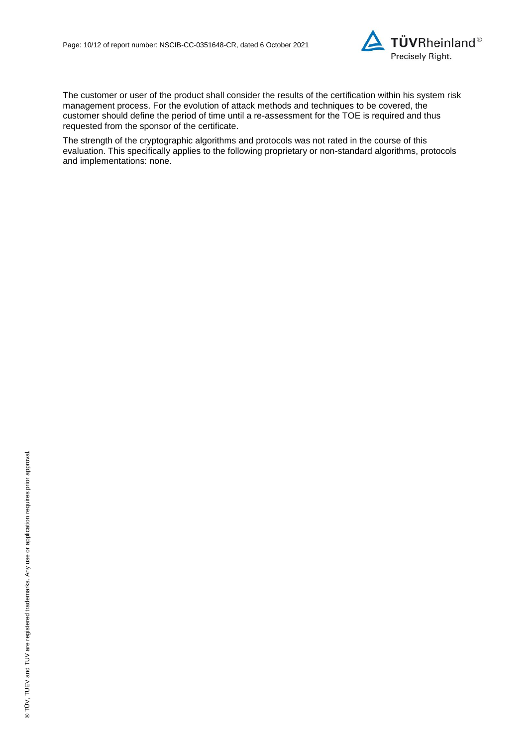The customer or user of the product shall consider the results of the certification within his system risk management process. For the evolution of attack methods and techniques to be covered, the customer should define the period of time until a re-assessment for the TOE is required and thus requested from the sponsor of the certificate.

The strength of the cryptographic algorithms and protocols was not rated in the course of this evaluation. This specifically applies to the following proprietary or non-standard algorithms, protocols and implementations: none.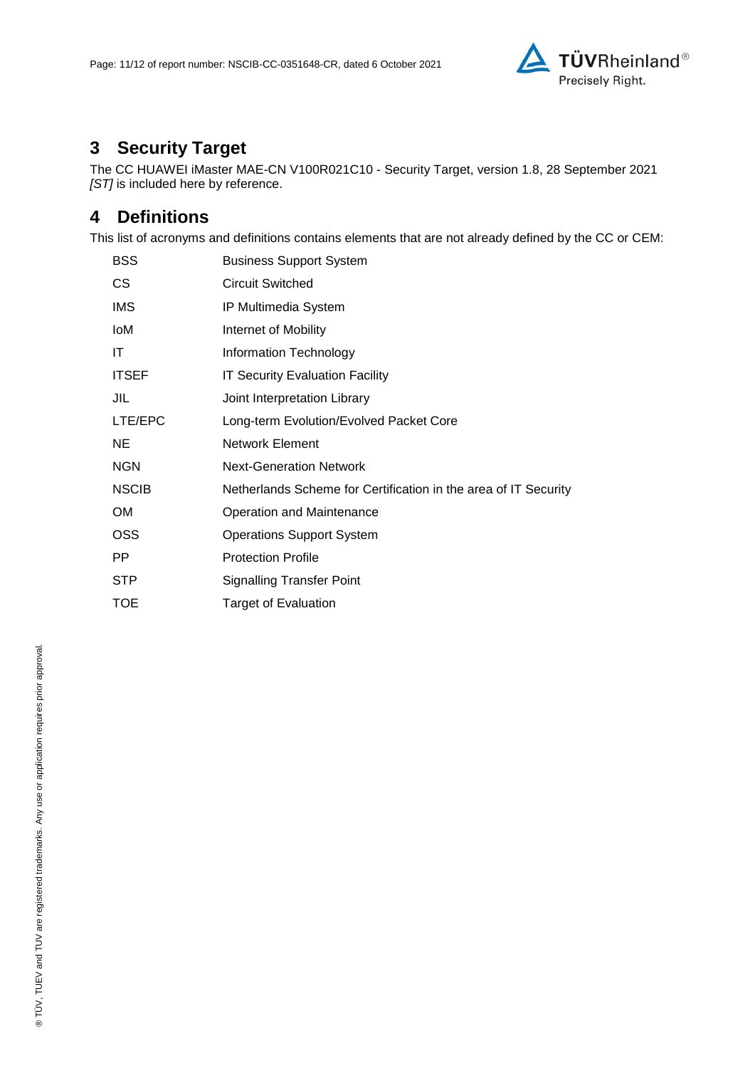## 3 Security Target

The CC HUAWEI iMaster MAE-CN V100R021C10 - Security Target, version 1.8, 28 September 2021 *[ST]* is included here by reference.

## 4 Definitions

This list of acronyms and definitions contains elements that are not already defined by the CC or CEM:

| | |
|---|---|
| BSS | Business Support System |
| CS | Circuit Switched |
| IMS | IP Multimedia System |
| IoM | Internet of Mobility |
| IT | Information Technology |
| ITSEF | IT Security Evaluation Facility |
| JIL | Joint Interpretation Library |
| LTE/EPC | Long-term Evolution/Evolved Packet Core |
| NE | Network Element |
| NGN | Next-Generation Network |
| NSCIB | Netherlands Scheme for Certification in the area of IT Security |
| OM | Operation and Maintenance |
| OSS | Operations Support System |
| PP | Protection Profile |
| STP | Signalling Transfer Point |
| TOE | Target of Evaluation |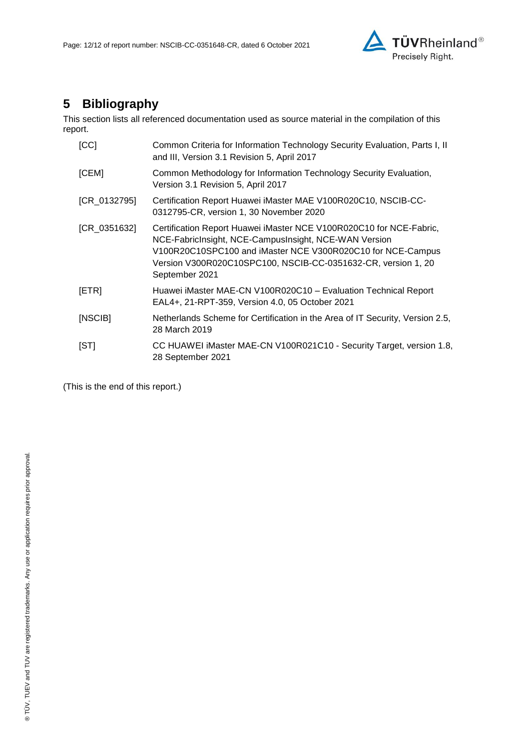# 5 Bibliography

This section lists all referenced documentation used as source material in the compilation of this report.

| | |
|---|---|
| [CC] | Common Criteria for Information Technology Security Evaluation, Parts I, II and III, Version 3.1 Revision 5, April 2017 |
| [CEM] | Common Methodology for Information Technology Security Evaluation, Version 3.1 Revision 5, April 2017 |
| [CR_0132795] | Certification Report Huawei iMaster MAE V100R020C10, NSCIB-CC-0312795-CR, version 1, 30 November 2020 |
| [CR_0351632] | Certification Report Huawei iMaster NCE V100R020C10 for NCE-Fabric, NCE-FabricInsight, NCE-CampusInsight, NCE-WAN Version V100R20C10SPC100 and iMaster NCE V300R020C10 for NCE-Campus Version V300R020C10SPC100, NSCIB-CC-0351632-CR, version 1, 20 September 2021 |
| [ETR] | Huawei iMaster MAE-CN V100R020C10 – Evaluation Technical Report EAL4+, 21-RPT-359, Version 4.0, 05 October 2021 |
| [NSCIB] | Netherlands Scheme for Certification in the Area of IT Security, Version 2.5, 28 March 2019 |
| [ST] | CC HUAWEI iMaster MAE-CN V100R021C10 - Security Target, version 1.8, 28 September 2021 |

(This is the end of this report.)